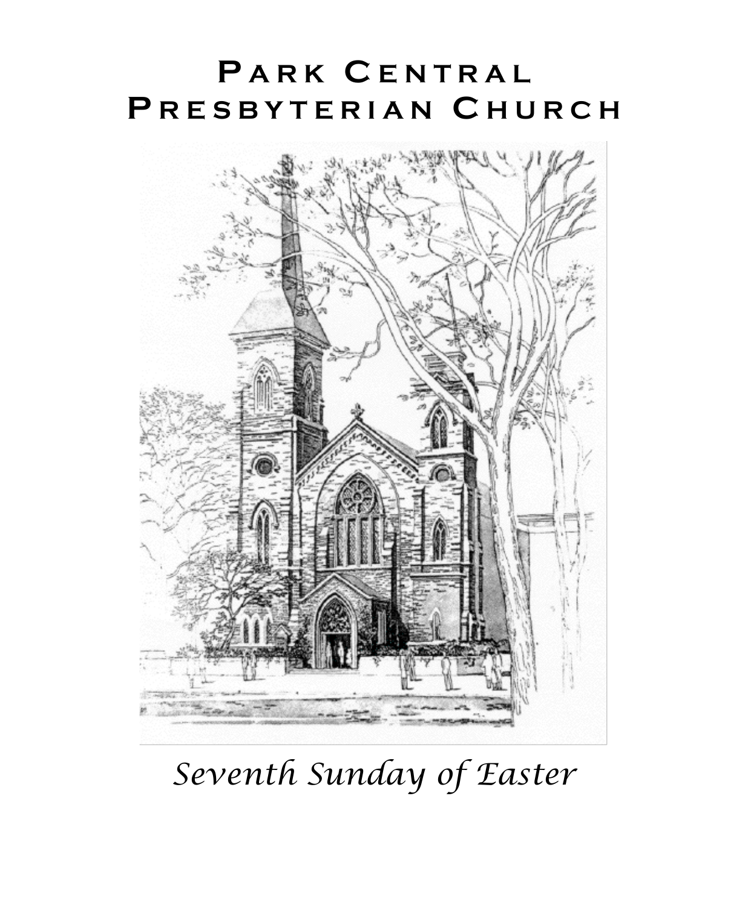# Park Central Presbyterian Church

*Seventh Sunday of Easter*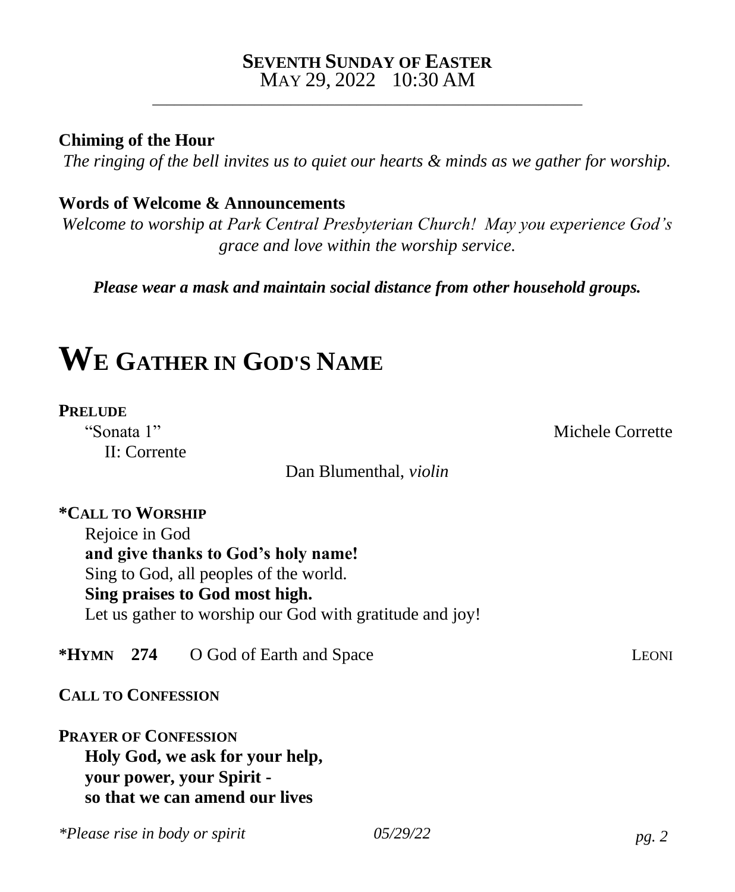**SEVENTH SUNDAY OF EASTER**
MAY 29, 2022 10:30 AM

---

**Chiming of the Hour**

*The ringing of the bell invites us to quiet our hearts & minds as we gather for worship.*

**Words of Welcome & Announcements**

*Welcome to worship at Park Central Presbyterian Church! May you experience God's grace and love within the worship service.*

***Please wear a mask and maintain social distance from other household groups.***

# WE GATHER IN GOD'S NAME

**PRELUDE**

"Sonata 1" — Michele Corrette
II: Corrente

Dan Blumenthal, *violin*

**\*CALL TO WORSHIP**

Rejoice in God
**and give thanks to God's holy name!**
Sing to God, all peoples of the world.
**Sing praises to God most high.**
Let us gather to worship our God with gratitude and joy!

**\*HYMN 274** O God of Earth and Space — LEONI

**CALL TO CONFESSION**

**PRAYER OF CONFESSION**

**Holy God, we ask for your help,**
**your power, your Spirit -**
**so that we can amend our lives**

*\*Please rise in body or spirit*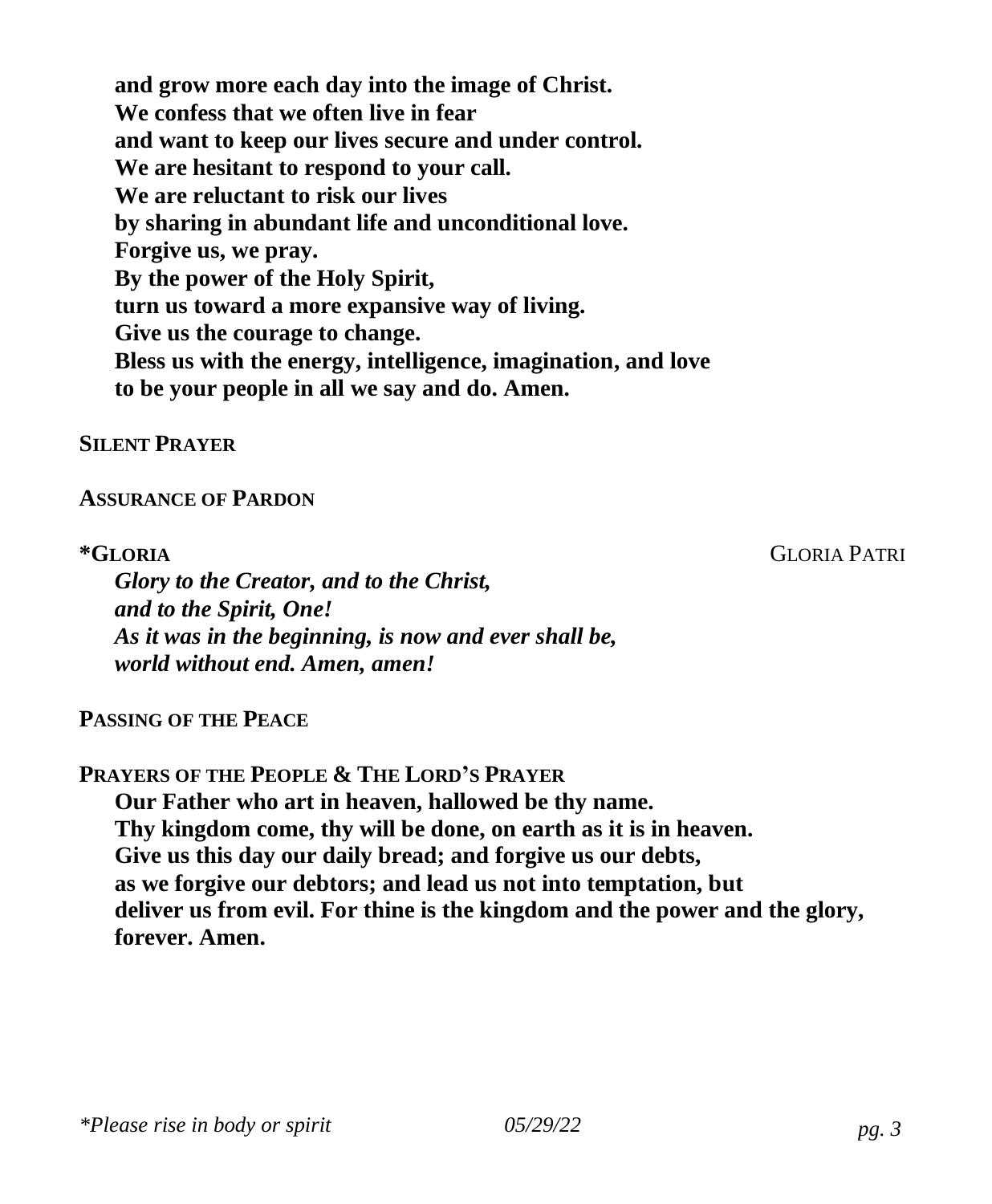**and grow more each day into the image of Christ.**
**We confess that we often live in fear**
**and want to keep our lives secure and under control.**
**We are hesitant to respond to your call.**
**We are reluctant to risk our lives**
**by sharing in abundant life and unconditional love.**
**Forgive us, we pray.**
**By the power of the Holy Spirit,**
**turn us toward a more expansive way of living.**
**Give us the courage to change.**
**Bless us with the energy, intelligence, imagination, and love**
**to be your people in all we say and do. Amen.**

**SILENT PRAYER**

**ASSURANCE OF PARDON**

**\*GLORIA** GLORIA PATRI

*Glory to the Creator, and to the Christ,*
*and to the Spirit, One!*
*As it was in the beginning, is now and ever shall be,*
*world without end. Amen, amen!*

**PASSING OF THE PEACE**

**PRAYERS OF THE PEOPLE & THE LORD'S PRAYER**

**Our Father who art in heaven, hallowed be thy name.**
**Thy kingdom come, thy will be done, on earth as it is in heaven.**
**Give us this day our daily bread; and forgive us our debts,**
**as we forgive our debtors; and lead us not into temptation, but**
**deliver us from evil. For thine is the kingdom and the power and the glory,**
**forever. Amen.**

*\*Please rise in body or spirit* *05/29/22*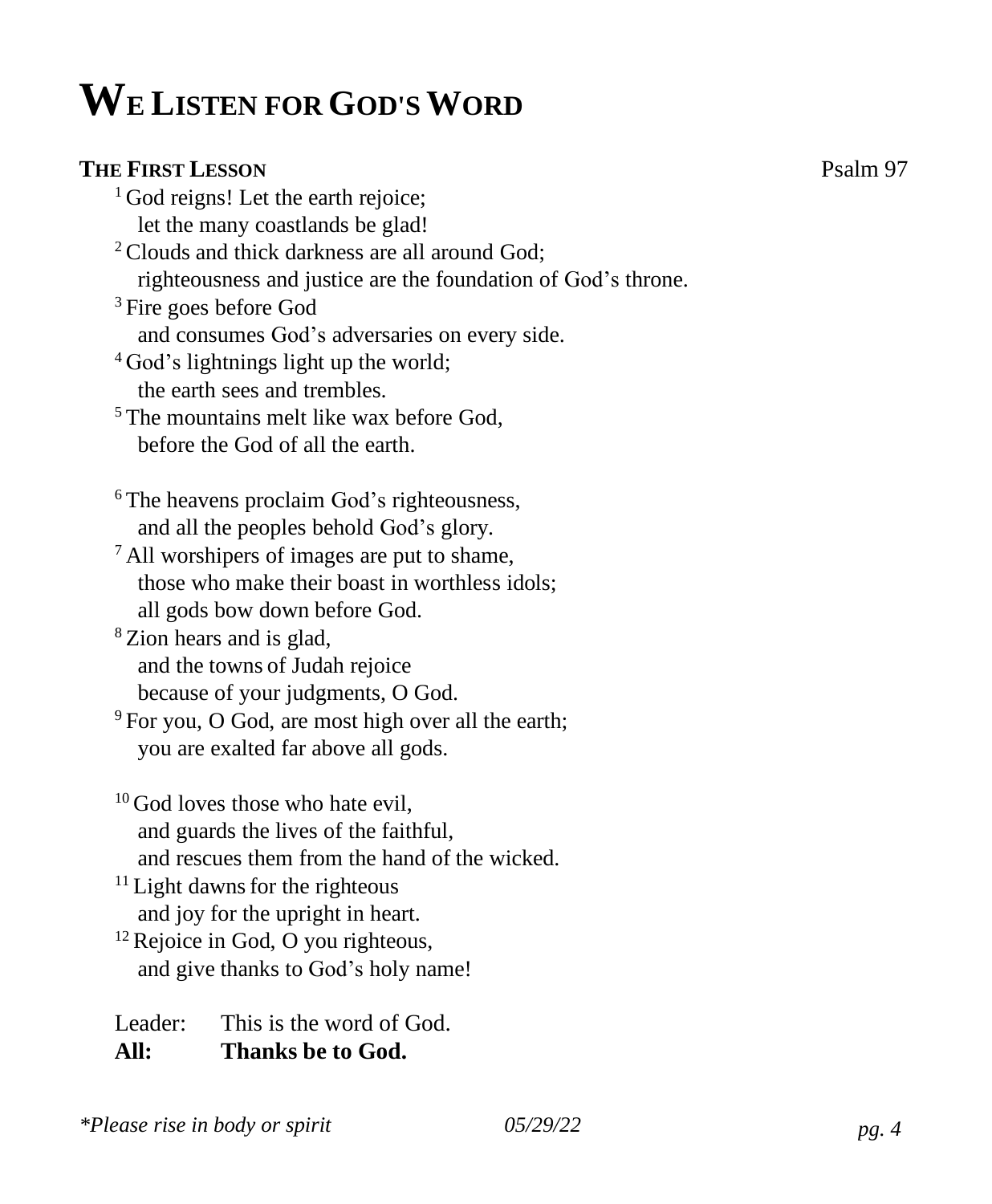# We Listen for God's Word

**The First Lesson** Psalm 97

[1] God reigns! Let the earth rejoice;
let the many coastlands be glad!
[2] Clouds and thick darkness are all around God;
righteousness and justice are the foundation of God's throne.
[3] Fire goes before God
and consumes God's adversaries on every side.
[4] God's lightnings light up the world;
the earth sees and trembles.
[5] The mountains melt like wax before God,
before the God of all the earth.

[6] The heavens proclaim God's righteousness,
and all the peoples behold God's glory.
[7] All worshipers of images are put to shame,
those who make their boast in worthless idols;
all gods bow down before God.
[8] Zion hears and is glad,
and the towns of Judah rejoice
because of your judgments, O God.
[9] For you, O God, are most high over all the earth;
you are exalted far above all gods.

[10] God loves those who hate evil,
and guards the lives of the faithful,
and rescues them from the hand of the wicked.
[11] Light dawns for the righteous
and joy for the upright in heart.
[12] Rejoice in God, O you righteous,
and give thanks to God's holy name!

Leader: This is the word of God.
**All: Thanks be to God.**

*\*Please rise in body or spirit* *05/29/22*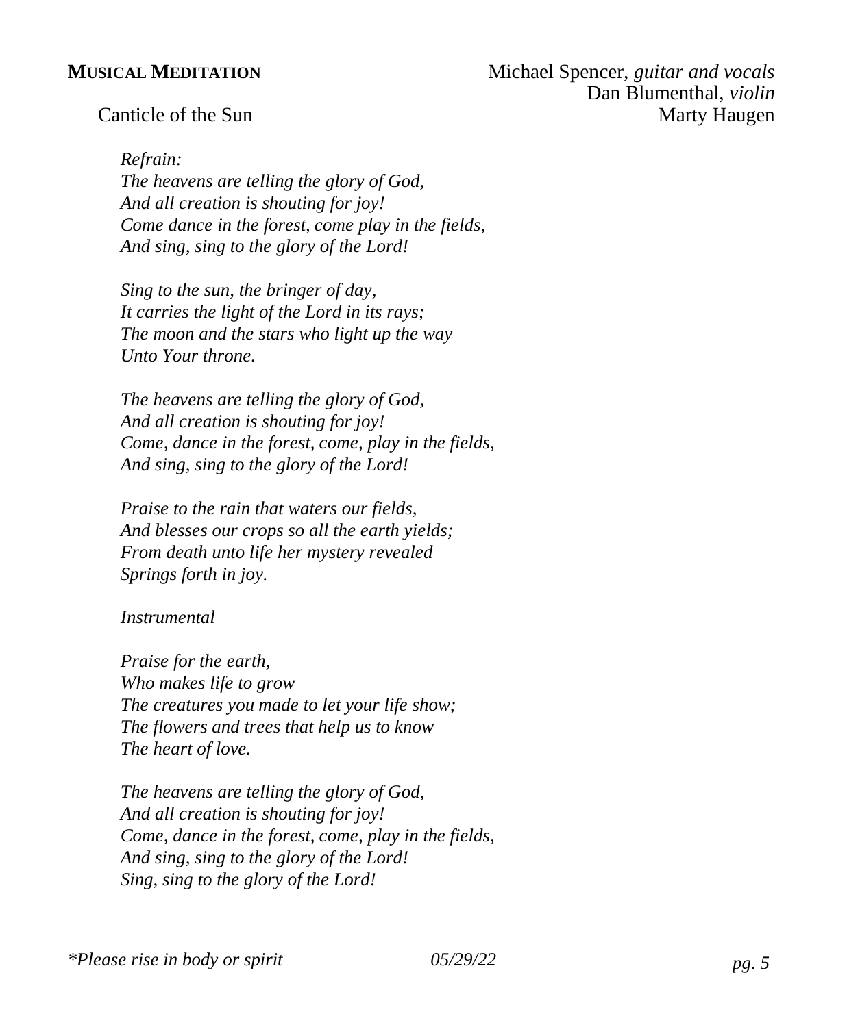**MUSICAL MEDITATION** Michael Spencer, *guitar and vocals*
Dan Blumenthal, *violin*

Canticle of the Sun Marty Haugen

*Refrain:*
*The heavens are telling the glory of God,*
*And all creation is shouting for joy!*
*Come dance in the forest, come play in the fields,*
*And sing, sing to the glory of the Lord!*

*Sing to the sun, the bringer of day,*
*It carries the light of the Lord in its rays;*
*The moon and the stars who light up the way*
*Unto Your throne.*

*The heavens are telling the glory of God,*
*And all creation is shouting for joy!*
*Come, dance in the forest, come, play in the fields,*
*And sing, sing to the glory of the Lord!*

*Praise to the rain that waters our fields,*
*And blesses our crops so all the earth yields;*
*From death unto life her mystery revealed*
*Springs forth in joy.*

*Instrumental*

*Praise for the earth,*
*Who makes life to grow*
*The creatures you made to let your life show;*
*The flowers and trees that help us to know*
*The heart of love.*

*The heavens are telling the glory of God,*
*And all creation is shouting for joy!*
*Come, dance in the forest, come, play in the fields,*
*And sing, sing to the glory of the Lord!*
*Sing, sing to the glory of the Lord!*

*\*Please rise in body or spirit* *05/29/22*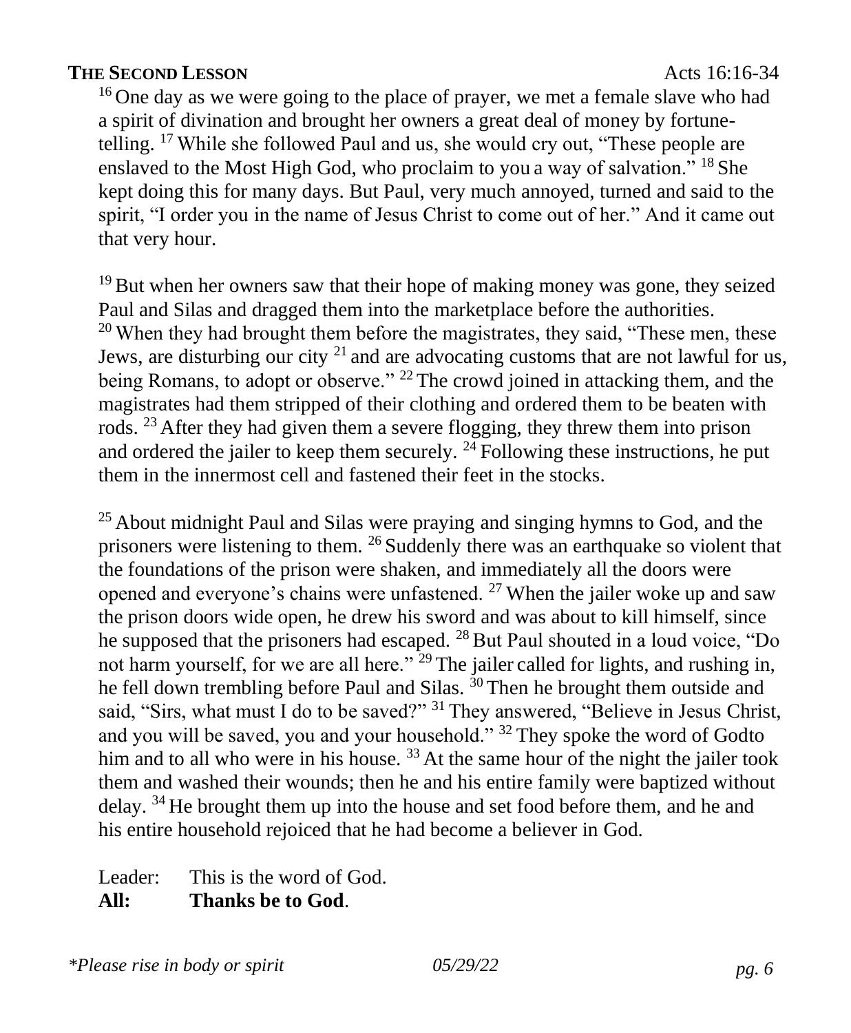**THE SECOND LESSON** Acts 16:16-34

[16] One day as we were going to the place of prayer, we met a female slave who had a spirit of divination and brought her owners a great deal of money by fortune-telling. [17] While she followed Paul and us, she would cry out, "These people are enslaved to the Most High God, who proclaim to you a way of salvation." [18] She kept doing this for many days. But Paul, very much annoyed, turned and said to the spirit, "I order you in the name of Jesus Christ to come out of her." And it came out that very hour.

[19] But when her owners saw that their hope of making money was gone, they seized Paul and Silas and dragged them into the marketplace before the authorities. [20] When they had brought them before the magistrates, they said, "These men, these Jews, are disturbing our city [21] and are advocating customs that are not lawful for us, being Romans, to adopt or observe." [22] The crowd joined in attacking them, and the magistrates had them stripped of their clothing and ordered them to be beaten with rods. [23] After they had given them a severe flogging, they threw them into prison and ordered the jailer to keep them securely. [24] Following these instructions, he put them in the innermost cell and fastened their feet in the stocks.

[25] About midnight Paul and Silas were praying and singing hymns to God, and the prisoners were listening to them. [26] Suddenly there was an earthquake so violent that the foundations of the prison were shaken, and immediately all the doors were opened and everyone's chains were unfastened. [27] When the jailer woke up and saw the prison doors wide open, he drew his sword and was about to kill himself, since he supposed that the prisoners had escaped. [28] But Paul shouted in a loud voice, "Do not harm yourself, for we are all here." [29] The jailer called for lights, and rushing in, he fell down trembling before Paul and Silas. [30] Then he brought them outside and said, "Sirs, what must I do to be saved?" [31] They answered, "Believe in Jesus Christ, and you will be saved, you and your household." [32] They spoke the word of Godto him and to all who were in his house. [33] At the same hour of the night the jailer took them and washed their wounds; then he and his entire family were baptized without delay. [34] He brought them up into the house and set food before them, and he and his entire household rejoiced that he had become a believer in God.

Leader: This is the word of God.
**All: Thanks be to God**.

*\*Please rise in body or spirit* *05/29/22*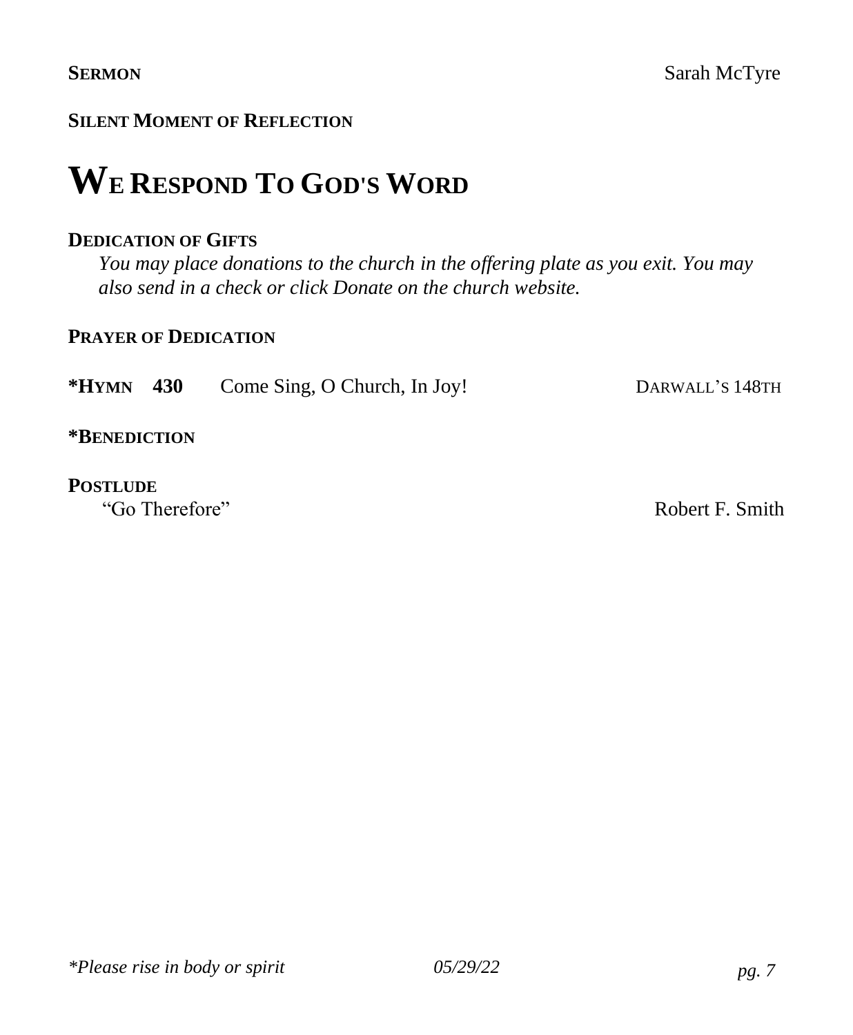**SERMON** Sarah McTyre

**SILENT MOMENT OF REFLECTION**

# WE RESPOND TO GOD'S WORD

**DEDICATION OF GIFTS**

*You may place donations to the church in the offering plate as you exit. You may also send in a check or click Donate on the church website.*

**PRAYER OF DEDICATION**

***HYMN 430** Come Sing, O Church, In Joy! DARWALL'S 148TH

***BENEDICTION**

**POSTLUDE**

"Go Therefore" Robert F. Smith

*\*Please rise in body or spirit* *05/29/22*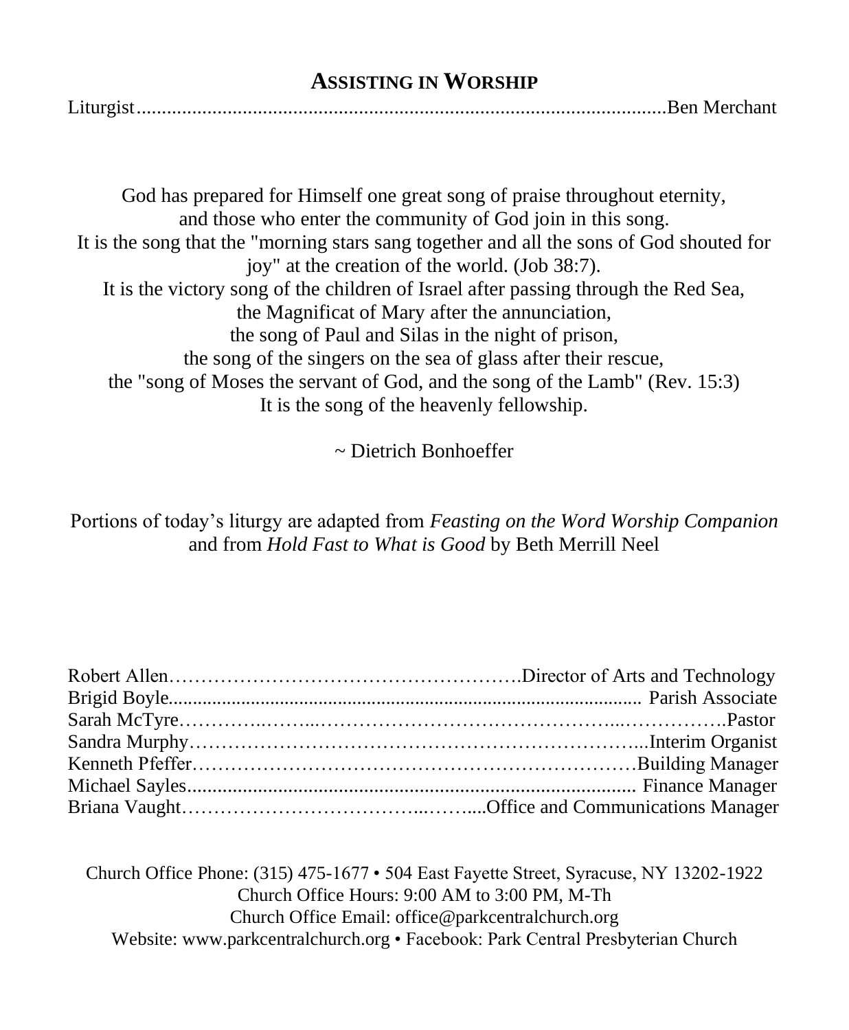## ASSISTING IN WORSHIP

Liturgist..........................................................................................................Ben Merchant

God has prepared for Himself one great song of praise throughout eternity,
and those who enter the community of God join in this song.
It is the song that the "morning stars sang together and all the sons of God shouted for joy" at the creation of the world. (Job 38:7).
It is the victory song of the children of Israel after passing through the Red Sea,
the Magnificat of Mary after the annunciation,
the song of Paul and Silas in the night of prison,
the song of the singers on the sea of glass after their rescue,
the "song of Moses the servant of God, and the song of the Lamb" (Rev. 15:3)
It is the song of the heavenly fellowship.

~ Dietrich Bonhoeffer

Portions of today's liturgy are adapted from *Feasting on the Word Worship Companion* and from *Hold Fast to What is Good* by Beth Merrill Neel

Robert Allen……………………………………………….Director of Arts and Technology
Brigid Boyle.................................................................................................. Parish Associate
Sarah McTyre…………..……...……………………………………..…………….Pastor
Sandra Murphy…………………………………………………………...Interim Organist
Kenneth Pfeffer…………………………………………………………Building Manager
Michael Sayles........................................................................................... Finance Manager
Briana Vaught……………………………...……....Office and Communications Manager

Church Office Phone: (315) 475-1677 • 504 East Fayette Street, Syracuse, NY 13202-1922
Church Office Hours: 9:00 AM to 3:00 PM, M-Th
Church Office Email: office@parkcentralchurch.org
Website: www.parkcentralchurch.org • Facebook: Park Central Presbyterian Church